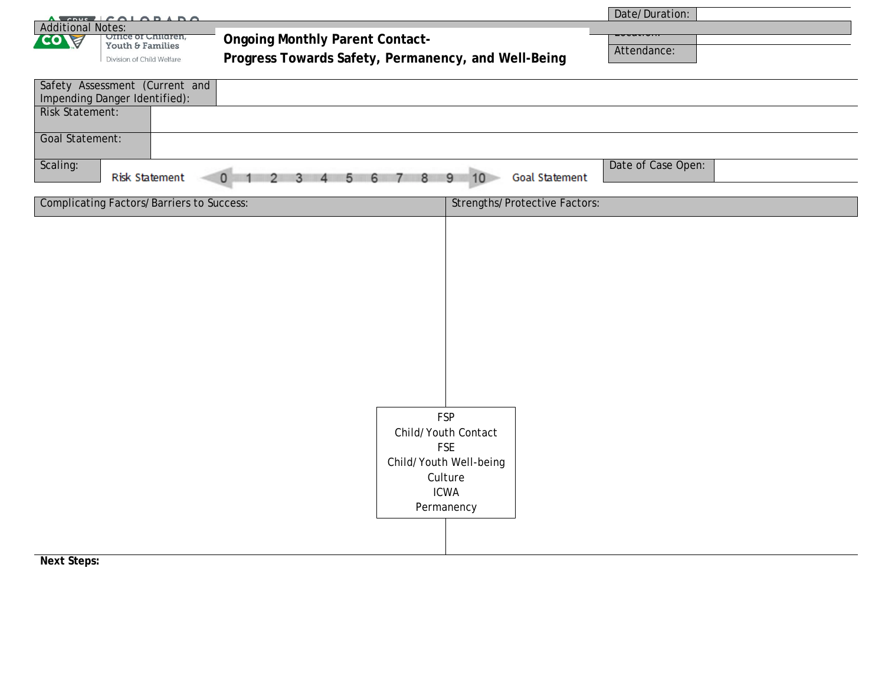COLORADO
Office of Children, Youth & Families
Division of Child Welfare

# Ongoing Monthly Parent Contact- Progress Towards Safety, Permanency, and Well-Being

| Date/Duration: | |
|---|---|
| Location: | |
| Attendance: | |

Additional Notes:

| Safety Assessment (Current and Impending Danger Identified): | |
|---|---|
| Risk Statement: | |
| Goal Statement: | |

Scaling: Risk Statement 0 1 2 3 4 5 6 7 8 9 10 Goal Statement

| Date of Case Open: | |
|---|---|

| Complicating Factors/Barriers to Success: | Strengths/Protective Factors: |
|---|---|
| | |

FSP
Child/Youth Contact
FSE
Child/Youth Well-being
Culture
ICWA
Permanency

**Next Steps:**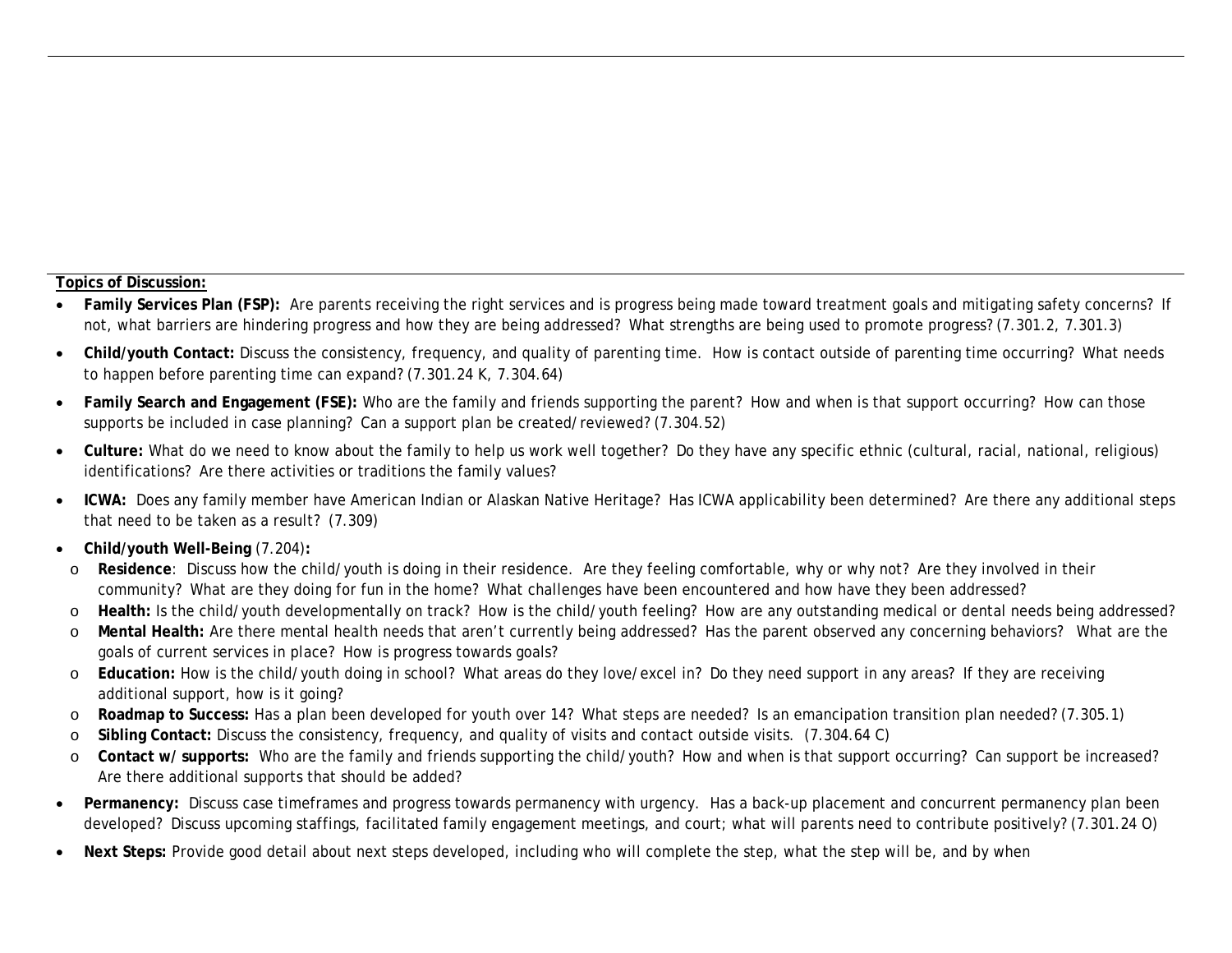**Topics of Discussion:**

- **Family Services Plan (FSP):** Are parents receiving the right services and is progress being made toward treatment goals and mitigating safety concerns? If not, what barriers are hindering progress and how they are being addressed? What strengths are being used to promote progress? (7.301.2, 7.301.3)
- **Child/youth Contact:** Discuss the consistency, frequency, and quality of parenting time. How is contact outside of parenting time occurring? What needs to happen before parenting time can expand? (7.301.24 K, 7.304.64)
- **Family Search and Engagement (FSE):** Who are the family and friends supporting the parent? How and when is that support occurring? How can those supports be included in case planning? Can a support plan be created/reviewed? (7.304.52)
- **Culture:** What do we need to know about the family to help us work well together? Do they have any specific ethnic (cultural, racial, national, religious) identifications? Are there activities or traditions the family values?
- **ICWA:** Does any family member have American Indian or Alaskan Native Heritage? Has ICWA applicability been determined? Are there any additional steps that need to be taken as a result? (7.309)
- **Child/youth Well-Being** (7.204)**:**
  - **Residence**: Discuss how the child/youth is doing in their residence. Are they feeling comfortable, why or why not? Are they involved in their community? What are they doing for fun in the home? What challenges have been encountered and how have they been addressed?
  - **Health:** Is the child/youth developmentally on track? How is the child/youth feeling? How are any outstanding medical or dental needs being addressed?
  - **Mental Health:** Are there mental health needs that aren't currently being addressed? Has the parent observed any concerning behaviors? What are the goals of current services in place? How is progress towards goals?
  - **Education:** How is the child/youth doing in school? What areas do they love/excel in? Do they need support in any areas? If they are receiving additional support, how is it going?
  - **Roadmap to Success:** Has a plan been developed for youth over 14? What steps are needed? Is an emancipation transition plan needed? (7.305.1)
  - **Sibling Contact:** Discuss the consistency, frequency, and quality of visits and contact outside visits. (7.304.64 C)
  - **Contact w/ supports:** Who are the family and friends supporting the child/youth? How and when is that support occurring? Can support be increased? Are there additional supports that should be added?
- **Permanency:** Discuss case timeframes and progress towards permanency with urgency. Has a back-up placement and concurrent permanency plan been developed? Discuss upcoming staffings, facilitated family engagement meetings, and court; what will parents need to contribute positively? (7.301.24 O)
- **Next Steps:** Provide good detail about next steps developed, including who will complete the step, what the step will be, and by when